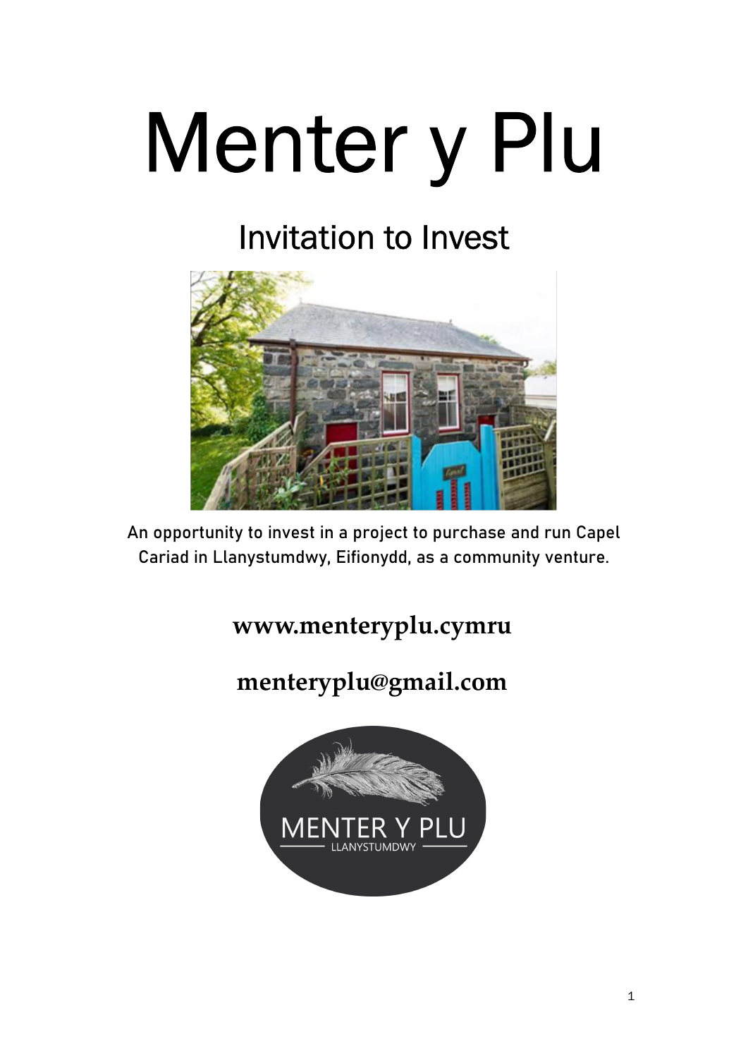# Menter y Plu

## Invitation to Invest

An opportunity to invest in a project to purchase and run Capel Cariad in Llanystumdwy, Eifionydd, as a community venture.

**www.menteryplu.cymru**

**menteryplu@gmail.com**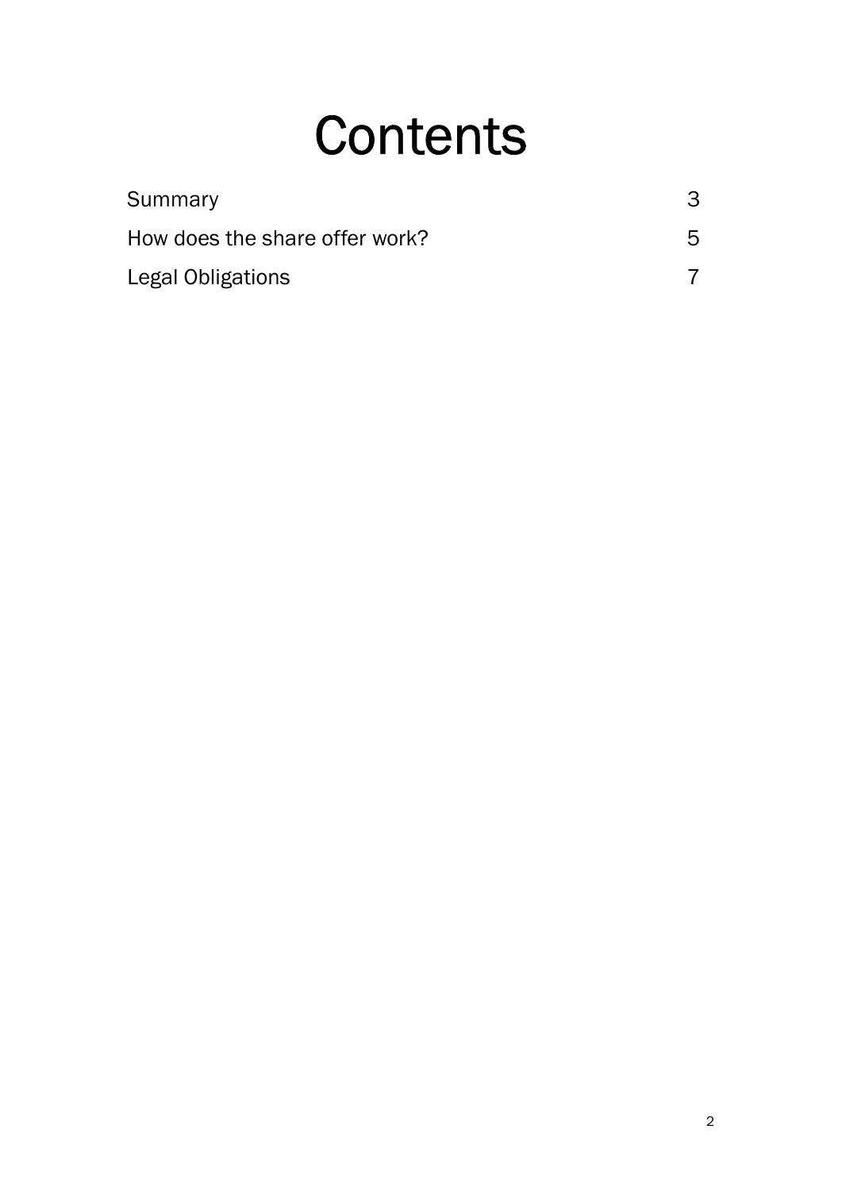# Contents

| | |
|---|---|
| Summary | 3 |
| How does the share offer work? | 5 |
| Legal Obligations | 7 |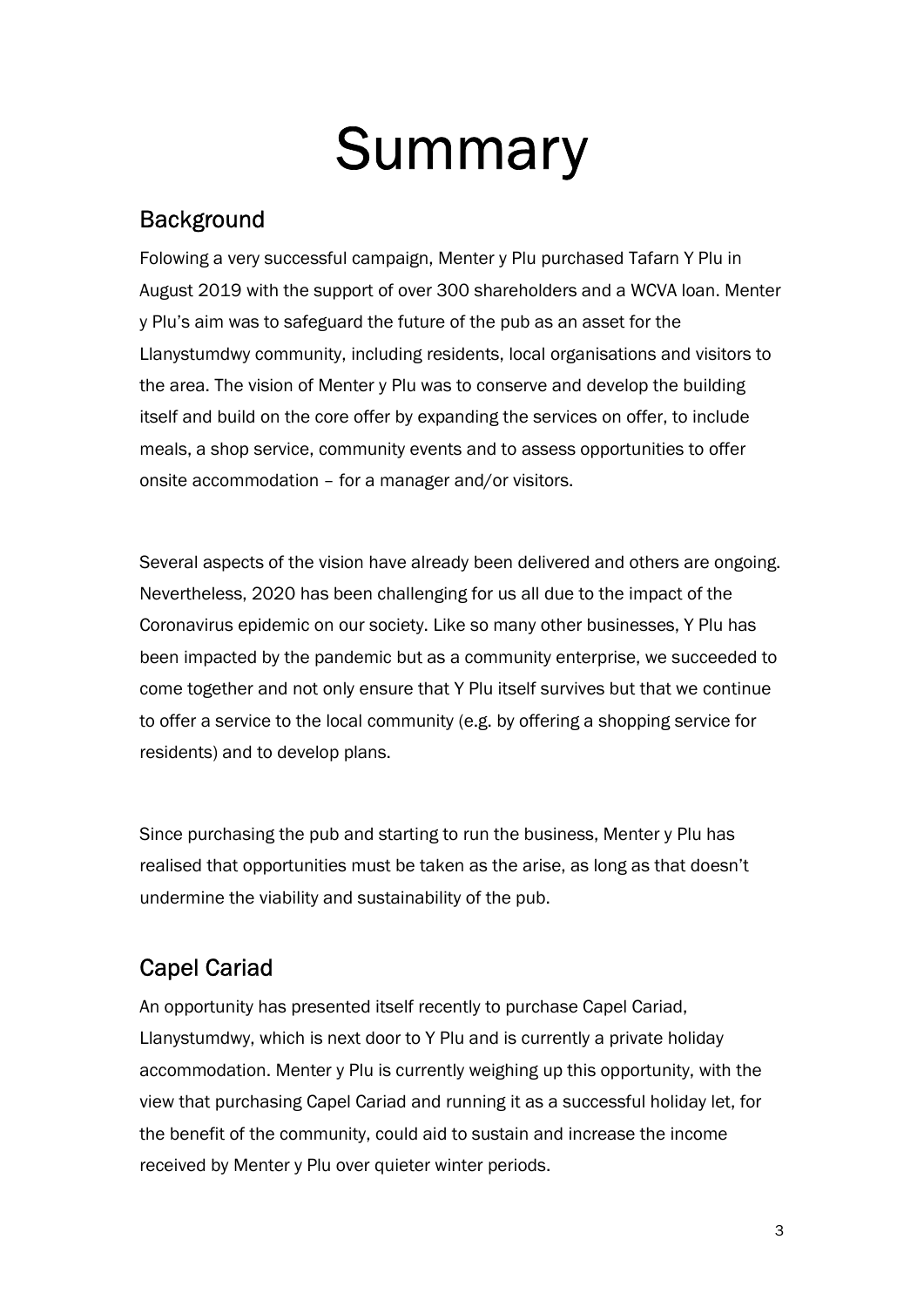# Summary

## Background

Folowing a very successful campaign, Menter y Plu purchased Tafarn Y Plu in August 2019 with the support of over 300 shareholders and a WCVA loan. Menter y Plu's aim was to safeguard the future of the pub as an asset for the Llanystumdwy community, including residents, local organisations and visitors to the area. The vision of Menter y Plu was to conserve and develop the building itself and build on the core offer by expanding the services on offer, to include meals, a shop service, community events and to assess opportunities to offer onsite accommodation – for a manager and/or visitors.

Several aspects of the vision have already been delivered and others are ongoing. Nevertheless, 2020 has been challenging for us all due to the impact of the Coronavirus epidemic on our society. Like so many other businesses, Y Plu has been impacted by the pandemic but as a community enterprise, we succeeded to come together and not only ensure that Y Plu itself survives but that we continue to offer a service to the local community (e.g. by offering a shopping service for residents) and to develop plans.

Since purchasing the pub and starting to run the business, Menter y Plu has realised that opportunities must be taken as the arise, as long as that doesn't undermine the viability and sustainability of the pub.

## Capel Cariad

An opportunity has presented itself recently to purchase Capel Cariad, Llanystumdwy, which is next door to Y Plu and is currently a private holiday accommodation. Menter y Plu is currently weighing up this opportunity, with the view that purchasing Capel Cariad and running it as a successful holiday let, for the benefit of the community, could aid to sustain and increase the income received by Menter y Plu over quieter winter periods.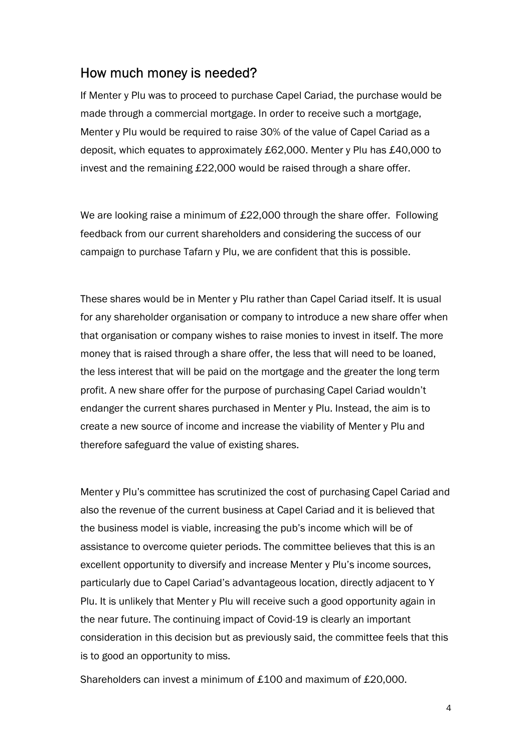## How much money is needed?

If Menter y Plu was to proceed to purchase Capel Cariad, the purchase would be made through a commercial mortgage. In order to receive such a mortgage, Menter y Plu would be required to raise 30% of the value of Capel Cariad as a deposit, which equates to approximately £62,000. Menter y Plu has £40,000 to invest and the remaining £22,000 would be raised through a share offer.

We are looking raise a minimum of £22,000 through the share offer. Following feedback from our current shareholders and considering the success of our campaign to purchase Tafarn y Plu, we are confident that this is possible.

These shares would be in Menter y Plu rather than Capel Cariad itself. It is usual for any shareholder organisation or company to introduce a new share offer when that organisation or company wishes to raise monies to invest in itself. The more money that is raised through a share offer, the less that will need to be loaned, the less interest that will be paid on the mortgage and the greater the long term profit. A new share offer for the purpose of purchasing Capel Cariad wouldn't endanger the current shares purchased in Menter y Plu. Instead, the aim is to create a new source of income and increase the viability of Menter y Plu and therefore safeguard the value of existing shares.

Menter y Plu's committee has scrutinized the cost of purchasing Capel Cariad and also the revenue of the current business at Capel Cariad and it is believed that the business model is viable, increasing the pub's income which will be of assistance to overcome quieter periods. The committee believes that this is an excellent opportunity to diversify and increase Menter y Plu's income sources, particularly due to Capel Cariad's advantageous location, directly adjacent to Y Plu. It is unlikely that Menter y Plu will receive such a good opportunity again in the near future. The continuing impact of Covid-19 is clearly an important consideration in this decision but as previously said, the committee feels that this is to good an opportunity to miss.

Shareholders can invest a minimum of £100 and maximum of £20,000.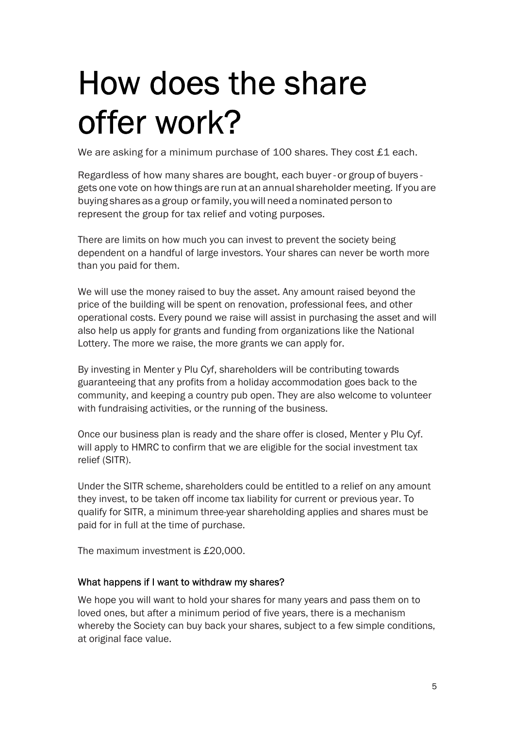# How does the share offer work?

We are asking for a minimum purchase of 100 shares. They cost £1 each.

Regardless of how many shares are bought, each buyer - or group of buyers - gets one vote on how things are run at an annual shareholder meeting. If you are buying shares as a group or family, you will need a nominated person to represent the group for tax relief and voting purposes.

There are limits on how much you can invest to prevent the society being dependent on a handful of large investors. Your shares can never be worth more than you paid for them.

We will use the money raised to buy the asset. Any amount raised beyond the price of the building will be spent on renovation, professional fees, and other operational costs. Every pound we raise will assist in purchasing the asset and will also help us apply for grants and funding from organizations like the National Lottery. The more we raise, the more grants we can apply for.

By investing in Menter y Plu Cyf, shareholders will be contributing towards guaranteeing that any profits from a holiday accommodation goes back to the community, and keeping a country pub open. They are also welcome to volunteer with fundraising activities, or the running of the business.

Once our business plan is ready and the share offer is closed, Menter y Plu Cyf. will apply to HMRC to confirm that we are eligible for the social investment tax relief (SITR).

Under the SITR scheme, shareholders could be entitled to a relief on any amount they invest, to be taken off income tax liability for current or previous year. To qualify for SITR, a minimum three-year shareholding applies and shares must be paid for in full at the time of purchase.

The maximum investment is £20,000.

#### What happens if I want to withdraw my shares?

We hope you will want to hold your shares for many years and pass them on to loved ones, but after a minimum period of five years, there is a mechanism whereby the Society can buy back your shares, subject to a few simple conditions, at original face value.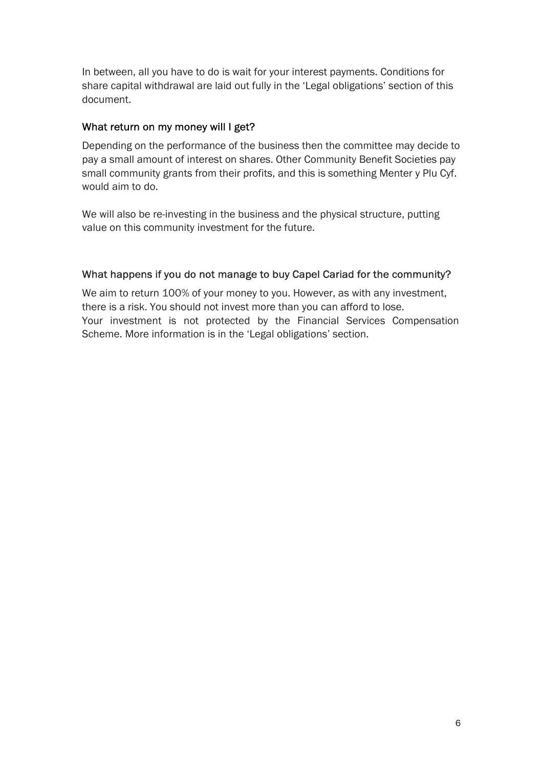In between, all you have to do is wait for your interest payments. Conditions for share capital withdrawal are laid out fully in the 'Legal obligations' section of this document.

### What return on my money will I get?

Depending on the performance of the business then the committee may decide to pay a small amount of interest on shares. Other Community Benefit Societies pay small community grants from their profits, and this is something Menter y Plu Cyf. would aim to do.

We will also be re-investing in the business and the physical structure, putting value on this community investment for the future.

### What happens if you do not manage to buy Capel Cariad for the community?

We aim to return 100% of your money to you. However, as with any investment, there is a risk. You should not invest more than you can afford to lose.
Your investment is not protected by the Financial Services Compensation Scheme. More information is in the 'Legal obligations' section.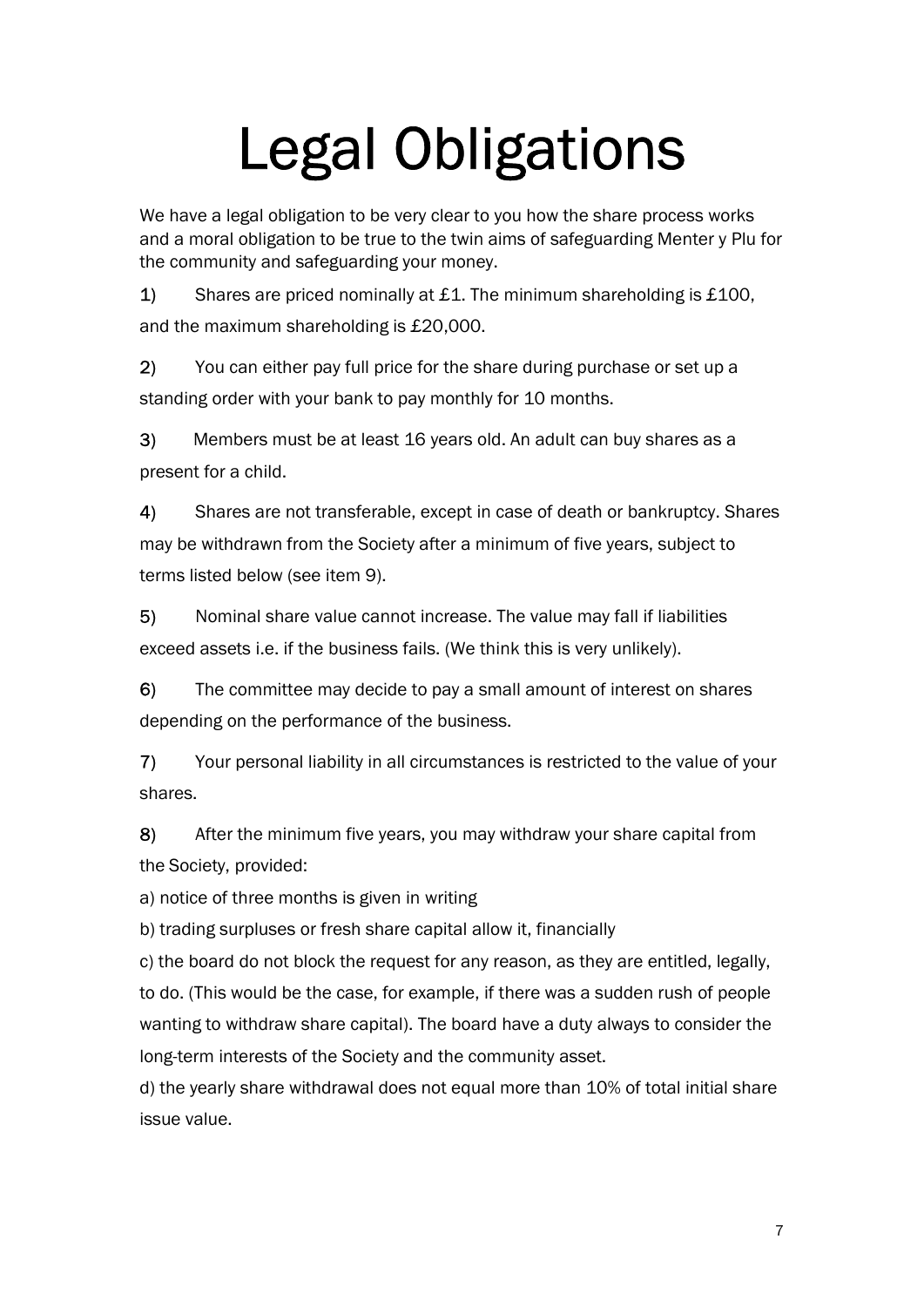# Legal Obligations

We have a legal obligation to be very clear to you how the share process works and a moral obligation to be true to the twin aims of safeguarding Menter y Plu for the community and safeguarding your money.

1) Shares are priced nominally at £1. The minimum shareholding is £100, and the maximum shareholding is £20,000.

2) You can either pay full price for the share during purchase or set up a standing order with your bank to pay monthly for 10 months.

3) Members must be at least 16 years old. An adult can buy shares as a present for a child.

4) Shares are not transferable, except in case of death or bankruptcy. Shares may be withdrawn from the Society after a minimum of five years, subject to terms listed below (see item 9).

5) Nominal share value cannot increase. The value may fall if liabilities exceed assets i.e. if the business fails. (We think this is very unlikely).

6) The committee may decide to pay a small amount of interest on shares depending on the performance of the business.

7) Your personal liability in all circumstances is restricted to the value of your shares.

8) After the minimum five years, you may withdraw your share capital from the Society, provided:

a) notice of three months is given in writing

b) trading surpluses or fresh share capital allow it, financially

c) the board do not block the request for any reason, as they are entitled, legally, to do. (This would be the case, for example, if there was a sudden rush of people wanting to withdraw share capital). The board have a duty always to consider the long-term interests of the Society and the community asset.

d) the yearly share withdrawal does not equal more than 10% of total initial share issue value.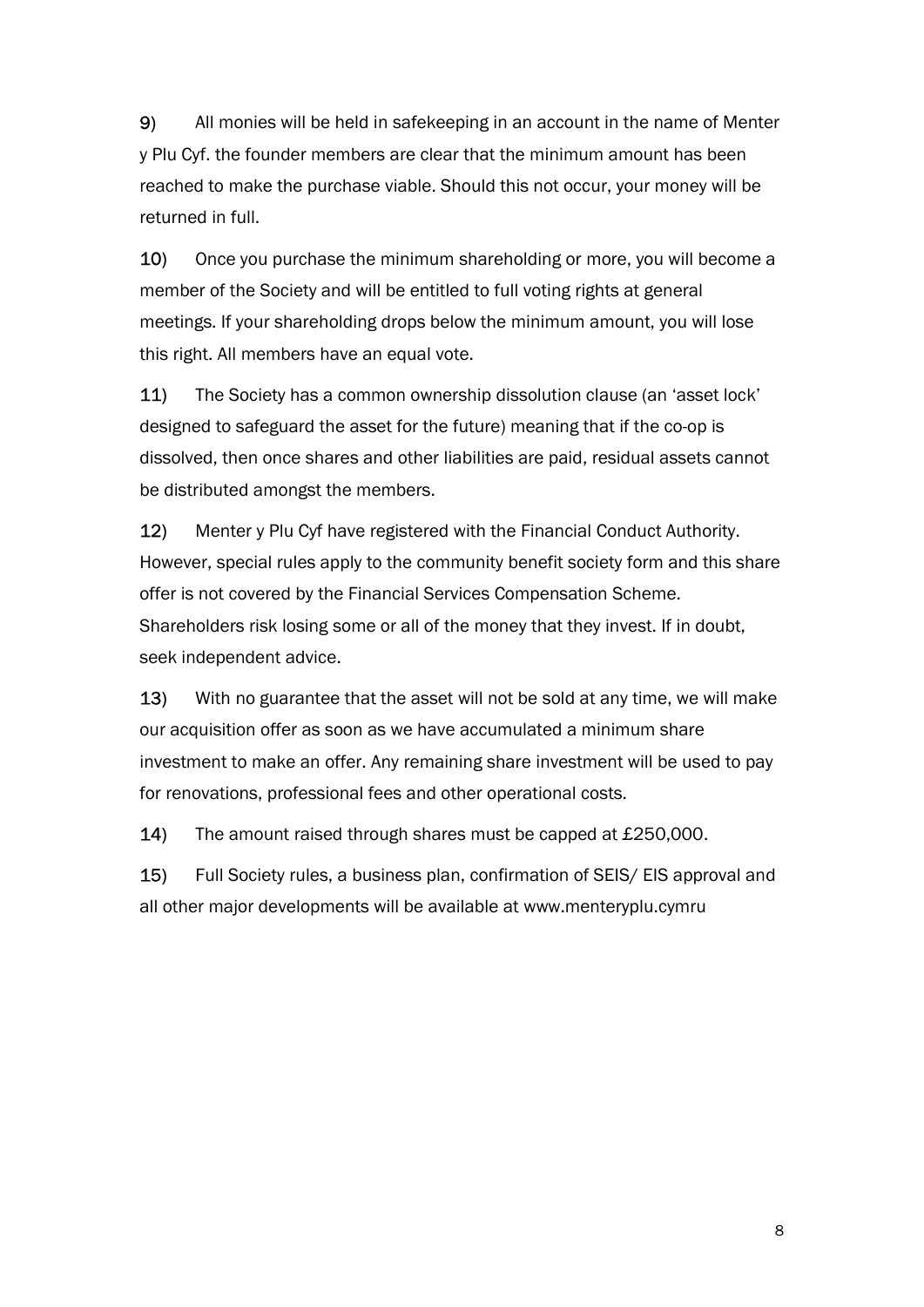9) All monies will be held in safekeeping in an account in the name of Menter y Plu Cyf. the founder members are clear that the minimum amount has been reached to make the purchase viable. Should this not occur, your money will be returned in full.

10) Once you purchase the minimum shareholding or more, you will become a member of the Society and will be entitled to full voting rights at general meetings. If your shareholding drops below the minimum amount, you will lose this right. All members have an equal vote.

11) The Society has a common ownership dissolution clause (an 'asset lock' designed to safeguard the asset for the future) meaning that if the co-op is dissolved, then once shares and other liabilities are paid, residual assets cannot be distributed amongst the members.

12) Menter y Plu Cyf have registered with the Financial Conduct Authority. However, special rules apply to the community benefit society form and this share offer is not covered by the Financial Services Compensation Scheme. Shareholders risk losing some or all of the money that they invest. If in doubt, seek independent advice.

13) With no guarantee that the asset will not be sold at any time, we will make our acquisition offer as soon as we have accumulated a minimum share investment to make an offer. Any remaining share investment will be used to pay for renovations, professional fees and other operational costs.

14) The amount raised through shares must be capped at £250,000.

15) Full Society rules, a business plan, confirmation of SEIS/ EIS approval and all other major developments will be available at www.menteryplu.cymru